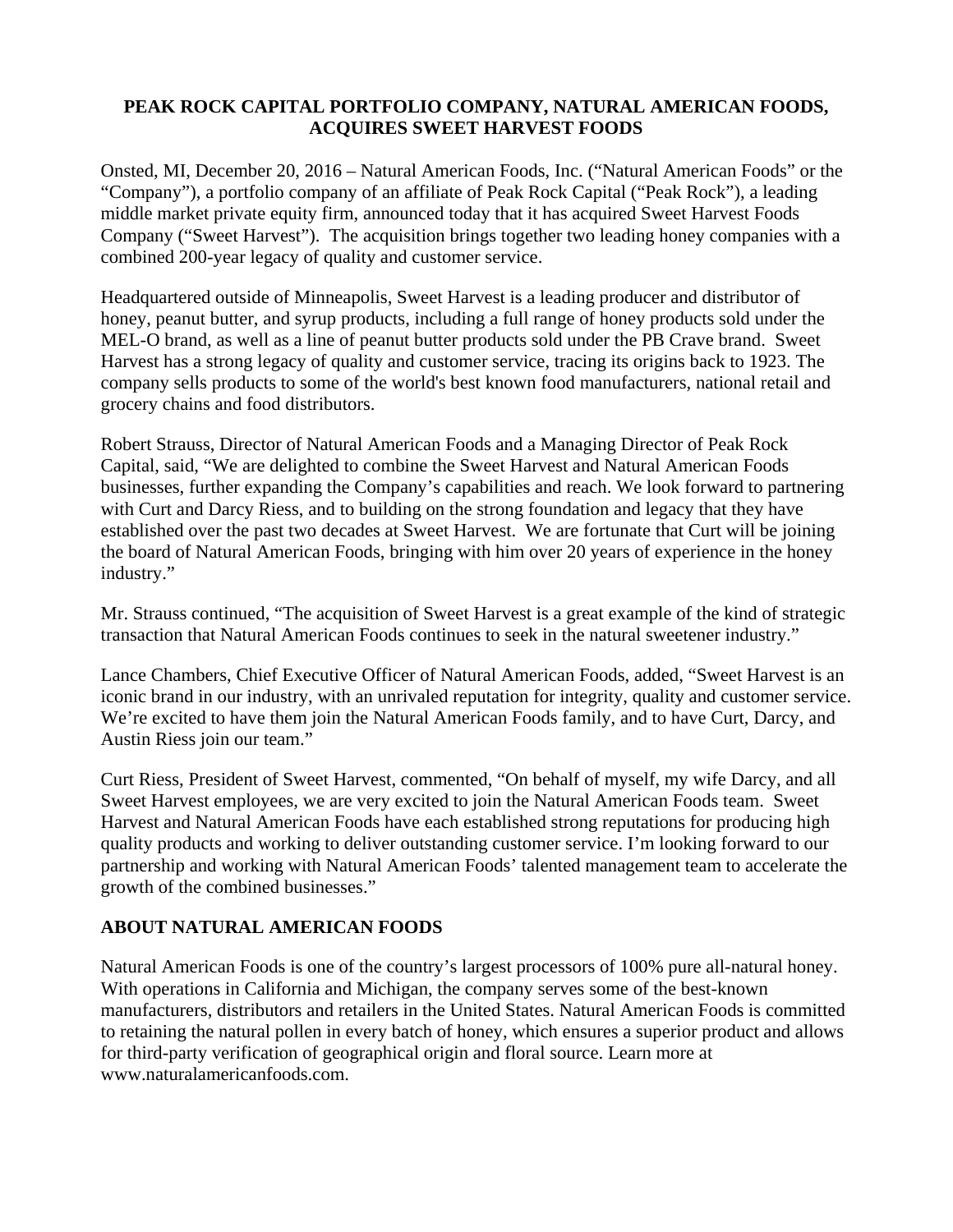# PEAK ROCK CAPITAL PORTFOLIO COMPANY, NATURAL AMERICAN FOODS, ACQUIRES SWEET HARVEST FOODS

Onsted, MI, December 20, 2016 – Natural American Foods, Inc. ("Natural American Foods" or the "Company"), a portfolio company of an affiliate of Peak Rock Capital ("Peak Rock"), a leading middle market private equity firm, announced today that it has acquired Sweet Harvest Foods Company ("Sweet Harvest"). The acquisition brings together two leading honey companies with a combined 200-year legacy of quality and customer service.

Headquartered outside of Minneapolis, Sweet Harvest is a leading producer and distributor of honey, peanut butter, and syrup products, including a full range of honey products sold under the MEL-O brand, as well as a line of peanut butter products sold under the PB Crave brand. Sweet Harvest has a strong legacy of quality and customer service, tracing its origins back to 1923. The company sells products to some of the world's best known food manufacturers, national retail and grocery chains and food distributors.

Robert Strauss, Director of Natural American Foods and a Managing Director of Peak Rock Capital, said, "We are delighted to combine the Sweet Harvest and Natural American Foods businesses, further expanding the Company's capabilities and reach. We look forward to partnering with Curt and Darcy Riess, and to building on the strong foundation and legacy that they have established over the past two decades at Sweet Harvest. We are fortunate that Curt will be joining the board of Natural American Foods, bringing with him over 20 years of experience in the honey industry."

Mr. Strauss continued, "The acquisition of Sweet Harvest is a great example of the kind of strategic transaction that Natural American Foods continues to seek in the natural sweetener industry."

Lance Chambers, Chief Executive Officer of Natural American Foods, added, "Sweet Harvest is an iconic brand in our industry, with an unrivaled reputation for integrity, quality and customer service. We're excited to have them join the Natural American Foods family, and to have Curt, Darcy, and Austin Riess join our team."

Curt Riess, President of Sweet Harvest, commented, "On behalf of myself, my wife Darcy, and all Sweet Harvest employees, we are very excited to join the Natural American Foods team. Sweet Harvest and Natural American Foods have each established strong reputations for producing high quality products and working to deliver outstanding customer service. I'm looking forward to our partnership and working with Natural American Foods' talented management team to accelerate the growth of the combined businesses."

## ABOUT NATURAL AMERICAN FOODS

Natural American Foods is one of the country's largest processors of 100% pure all-natural honey. With operations in California and Michigan, the company serves some of the best-known manufacturers, distributors and retailers in the United States. Natural American Foods is committed to retaining the natural pollen in every batch of honey, which ensures a superior product and allows for third-party verification of geographical origin and floral source. Learn more at www.naturalamericanfoods.com.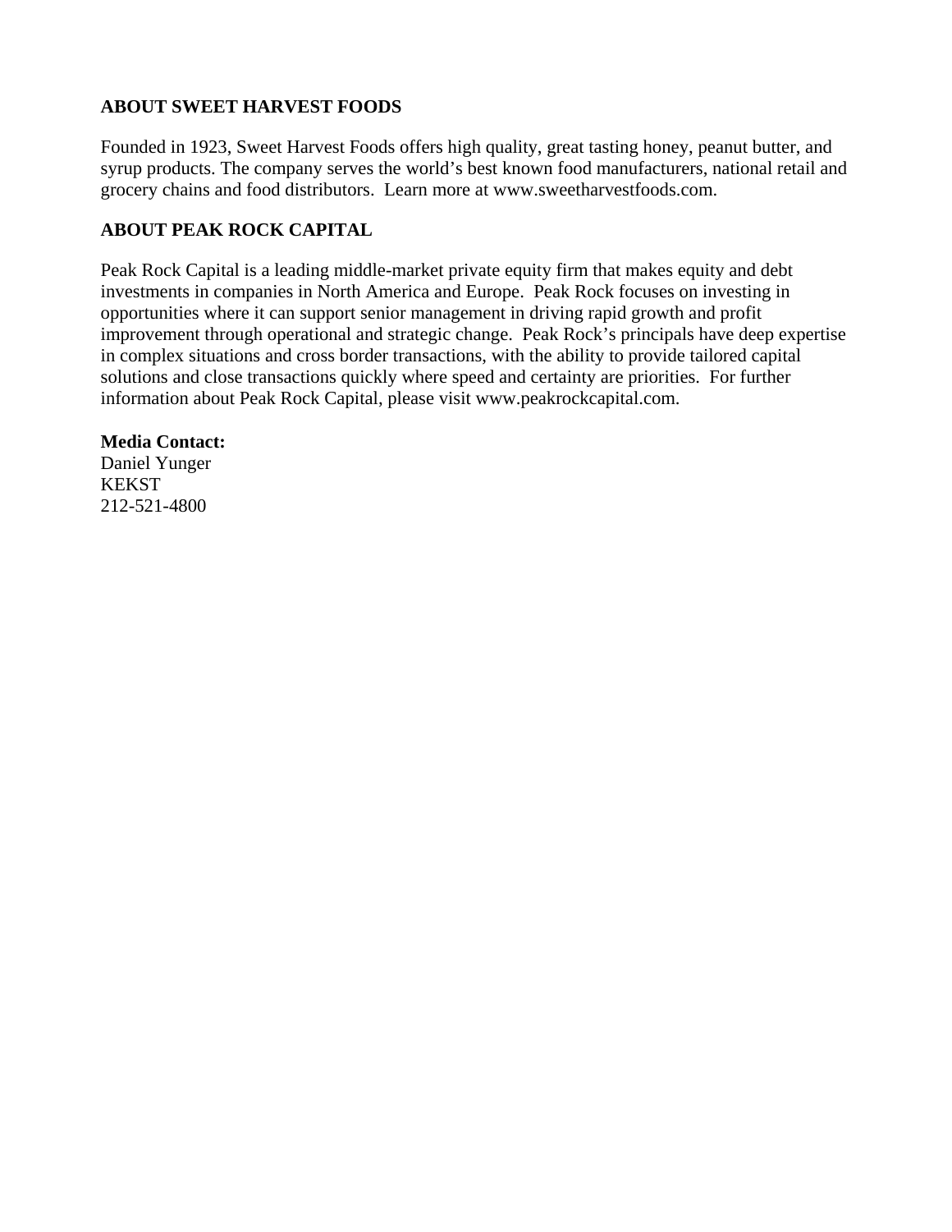## ABOUT SWEET HARVEST FOODS

Founded in 1923, Sweet Harvest Foods offers high quality, great tasting honey, peanut butter, and syrup products. The company serves the world's best known food manufacturers, national retail and grocery chains and food distributors. Learn more at www.sweetharvestfoods.com.

## ABOUT PEAK ROCK CAPITAL

Peak Rock Capital is a leading middle-market private equity firm that makes equity and debt investments in companies in North America and Europe. Peak Rock focuses on investing in opportunities where it can support senior management in driving rapid growth and profit improvement through operational and strategic change. Peak Rock's principals have deep expertise in complex situations and cross border transactions, with the ability to provide tailored capital solutions and close transactions quickly where speed and certainty are priorities. For further information about Peak Rock Capital, please visit www.peakrockcapital.com.

**Media Contact:**
Daniel Yunger
KEKST
212-521-4800